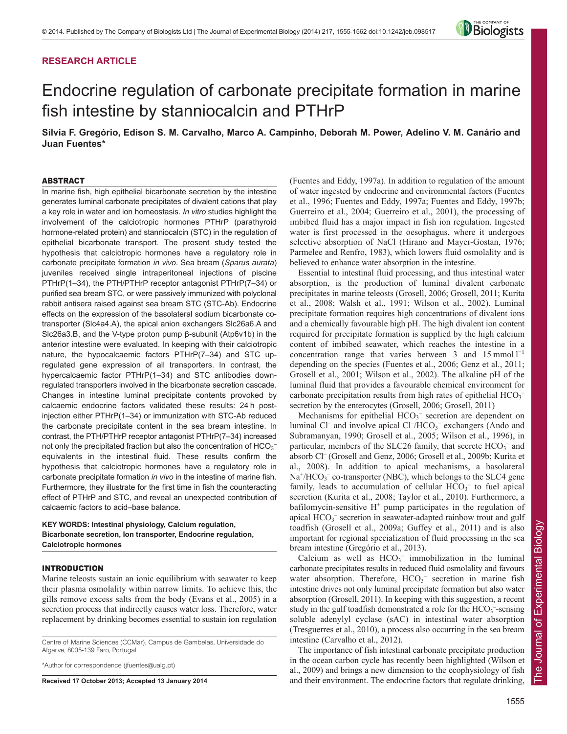RESEARCH ARTICLE

# Endocrine regulation of carbonate precipitate formation in marine fish intestine by stanniocalcin and PTHrP

**Sílvia F. Gregório, Edison S. M. Carvalho, Marco A. Campinho, Deborah M. Power, Adelino V. M. Canário and Juan Fuentes***

## ABSTRACT

In marine fish, high epithelial bicarbonate secretion by the intestine generates luminal carbonate precipitates of divalent cations that play a key role in water and ion homeostasis. *In vitro* studies highlight the involvement of the calciotropic hormones PTHrP (parathyroid hormone-related protein) and stanniocalcin (STC) in the regulation of epithelial bicarbonate transport. The present study tested the hypothesis that calciotropic hormones have a regulatory role in carbonate precipitate formation *in vivo*. Sea bream (*Sparus aurata*) juveniles received single intraperitoneal injections of piscine PTHrP(1–34), the PTH/PTHrP receptor antagonist PTHrP(7–34) or purified sea bream STC, or were passively immunized with polyclonal rabbit antisera raised against sea bream STC (STC-Ab). Endocrine effects on the expression of the basolateral sodium bicarbonate co-transporter (Slc4a4.A), the apical anion exchangers Slc26a6.A and Slc26a3.B, and the V-type proton pump β-subunit (Atp6v1b) in the anterior intestine were evaluated. In keeping with their calciotropic nature, the hypocalcaemic factors PTHrP(7–34) and STC up-regulated gene expression of all transporters. In contrast, the hypercalcaemic factor PTHrP(1–34) and STC antibodies down-regulated transporters involved in the bicarbonate secretion cascade. Changes in intestine luminal precipitate contents provoked by calcaemic endocrine factors validated these results: 24 h post-injection either PTHrP(1–34) or immunization with STC-Ab reduced the carbonate precipitate content in the sea bream intestine. In contrast, the PTH/PTHrP receptor antagonist PTHrP(7–34) increased not only the precipitated fraction but also the concentration of $HCO_3^-$ equivalents in the intestinal fluid. These results confirm the hypothesis that calciotropic hormones have a regulatory role in carbonate precipitate formation *in vivo* in the intestine of marine fish. Furthermore, they illustrate for the first time in fish the counteracting effect of PTHrP and STC, and reveal an unexpected contribution of calcaemic factors to acid–base balance.

**KEY WORDS: Intestinal physiology, Calcium regulation, Bicarbonate secretion, Ion transporter, Endocrine regulation, Calciotropic hormones**

## INTRODUCTION

Marine teleosts sustain an ionic equilibrium with seawater to keep their plasma osmolality within narrow limits. To achieve this, the gills remove excess salts from the body (Evans et al., 2005) in a secretion process that indirectly causes water loss. Therefore, water replacement by drinking becomes essential to sustain ion regulation (Fuentes and Eddy, 1997a). In addition to regulation of the amount of water ingested by endocrine and environmental factors (Fuentes et al., 1996; Fuentes and Eddy, 1997a; Fuentes and Eddy, 1997b; Guerreiro et al., 2004; Guerreiro et al., 2001), the processing of imbibed fluid has a major impact in fish ion regulation. Ingested water is first processed in the oesophagus, where it undergoes selective absorption of NaCl (Hirano and Mayer-Gostan, 1976; Parmelee and Renfro, 1983), which lowers fluid osmolality and is believed to enhance water absorption in the intestine.

Essential to intestinal fluid processing, and thus intestinal water absorption, is the production of luminal divalent carbonate precipitates in marine teleosts (Grosell, 2006; Grosell, 2011; Kurita et al., 2008; Walsh et al., 1991; Wilson et al., 2002). Luminal precipitate formation requires high concentrations of divalent ions and a chemically favourable high pH. The high divalent ion content required for precipitate formation is supplied by the high calcium content of imbibed seawater, which reaches the intestine in a concentration range that varies between 3 and 15 mmol $l^{-1}$ depending on the species (Fuentes et al., 2006; Genz et al., 2011; Grosell et al., 2001; Wilson et al., 2002). The alkaline pH of the luminal fluid that provides a favourable chemical environment for carbonate precipitation results from high rates of epithelial $HCO_3^-$ secretion by the enterocytes (Grosell, 2006; Grosell, 2011)

Mechanisms for epithelial $HCO_3^-$ secretion are dependent on luminal $Cl^-$ and involve apical $Cl^-/HCO_3^-$ exchangers (Ando and Subramanyan, 1990; Grosell et al., 2005; Wilson et al., 1996), in particular, members of the SLC26 family, that secrete $HCO_3^-$ and absorb $Cl^-$ (Grosell and Genz, 2006; Grosell et al., 2009b; Kurita et al., 2008; Taylor et al., 2010). In addition to apical mechanisms, a basolateral $Na^+/HCO_3^-$ co-transporter (NBC), which belongs to the SLC4 gene family, leads to accumulation of cellular $HCO_3^-$ to fuel apical secretion (Kurita et al., 2008; Taylor et al., 2010). Furthermore, a bafilomycin-sensitive $H^+$ pump participates in the regulation of apical $HCO_3^-$ secretion in seawater-adapted rainbow trout and gulf toadfish (Grosell et al., 2009a; Guffey et al., 2011) and is also important for regional specialization of fluid processing in the sea bream intestine (Gregório et al., 2013).

Calcium as well as $HCO_3^-$ immobilization in the luminal carbonate precipitates results in reduced fluid osmolality and favours water absorption. Therefore, $HCO_3^-$ secretion in marine fish intestine drives not only luminal precipitate formation but also water absorption (Grosell, 2011). In keeping with this suggestion, a recent study in the gulf toadfish demonstrated a role for the $HCO_3^-$-sensing soluble adenylyl cyclase (sAC) in intestinal water absorption (Tresguerres et al., 2010), a process also occurring in the sea bream intestine (Carvalho et al., 2012).

The importance of fish intestinal carbonate precipitate production in the ocean carbon cycle has recently been highlighted (Wilson et al., 2009) and brings a new dimension to the ecophysiology of fish and their environment. The endocrine factors that regulate drinking,

Centre of Marine Sciences (CCMar), Campus de Gambelas, Universidade do Algarve, 8005-139 Faro, Portugal.

*Author for correspondence (jfuentes@ualg.pt)

**Received 17 October 2013; Accepted 13 January 2014**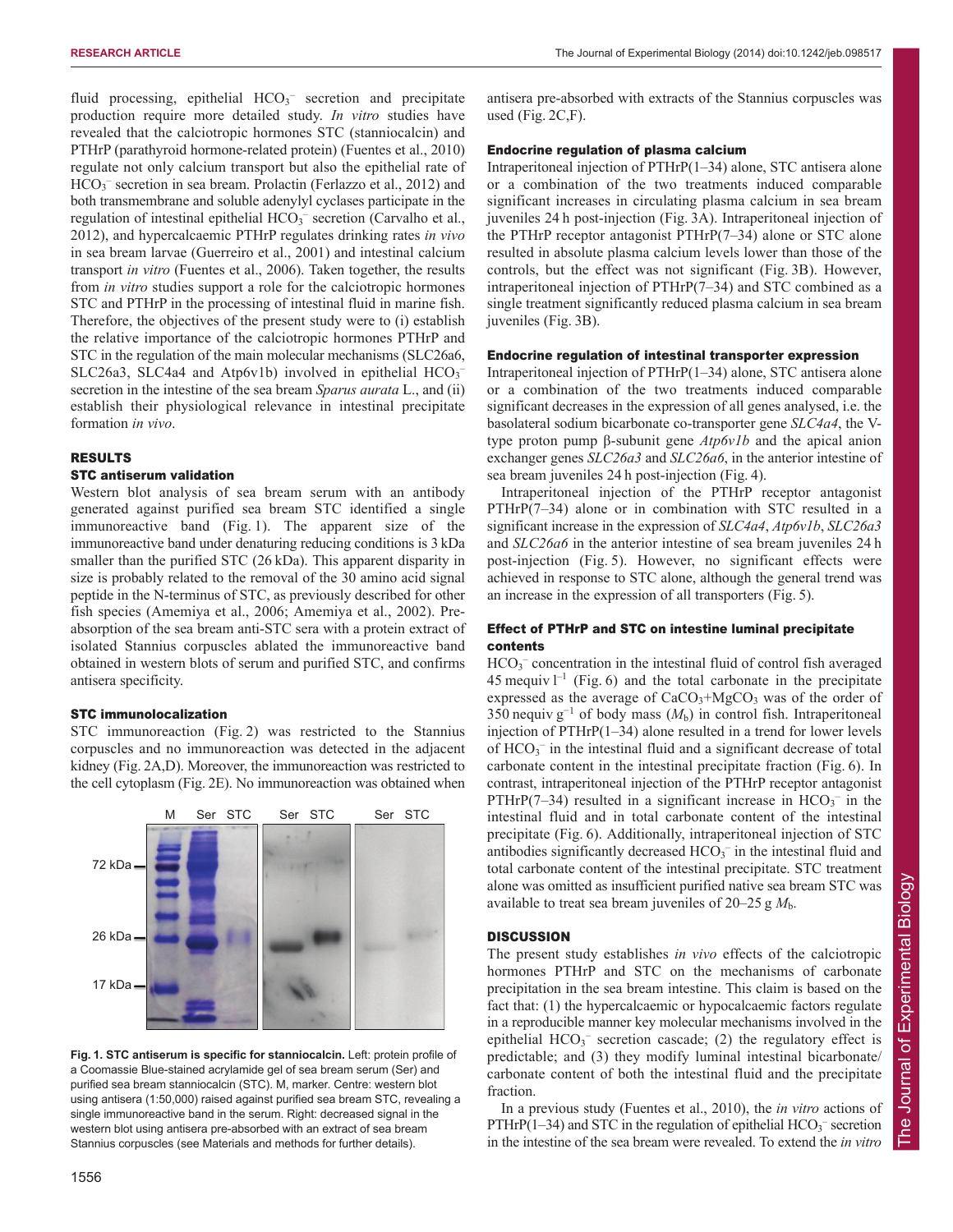fluid processing, epithelial $HCO_3^-$ secretion and precipitate production require more detailed study. *In vitro* studies have revealed that the calciotropic hormones STC (stanniocalcin) and PTHrP (parathyroid hormone-related protein) (Fuentes et al., 2010) regulate not only calcium transport but also the epithelial rate of $HCO_3^-$ secretion in sea bream. Prolactin (Ferlazzo et al., 2012) and both transmembrane and soluble adenylyl cyclases participate in the regulation of intestinal epithelial $HCO_3^-$ secretion (Carvalho et al., 2012), and hypercalcaemic PTHrP regulates drinking rates *in vivo* in sea bream larvae (Guerreiro et al., 2001) and intestinal calcium transport *in vitro* (Fuentes et al., 2006). Taken together, the results from *in vitro* studies support a role for the calciotropic hormones STC and PTHrP in the processing of intestinal fluid in marine fish. Therefore, the objectives of the present study were to (i) establish the relative importance of the calciotropic hormones PTHrP and STC in the regulation of the main molecular mechanisms (SLC26a6, SLC26a3, SLC4a4 and Atp6v1b) involved in epithelial $HCO_3^-$ secretion in the intestine of the sea bream *Sparus aurata* L., and (ii) establish their physiological relevance in intestinal precipitate formation *in vivo*.

## RESULTS

### STC antiserum validation

Western blot analysis of sea bream serum with an antibody generated against purified sea bream STC identified a single immunoreactive band (Fig. 1). The apparent size of the immunoreactive band under denaturing reducing conditions is 3 kDa smaller than the purified STC (26 kDa). This apparent disparity in size is probably related to the removal of the 30 amino acid signal peptide in the N-terminus of STC, as previously described for other fish species (Amemiya et al., 2006; Amemiya et al., 2002). Pre-absorption of the sea bream anti-STC sera with a protein extract of isolated Stannius corpuscles ablated the immunoreactive band obtained in western blots of serum and purified STC, and confirms antisera specificity.

### STC immunolocalization

STC immunoreaction (Fig. 2) was restricted to the Stannius corpuscles and no immunoreaction was detected in the adjacent kidney (Fig. 2A,D). Moreover, the immunoreaction was restricted to the cell cytoplasm (Fig. 2E). No immunoreaction was obtained when antisera pre-absorbed with extracts of the Stannius corpuscles was used (Fig. 2C,F).

**Fig. 1. STC antiserum is specific for stanniocalcin.** Left: protein profile of a Coomassie Blue-stained acrylamide gel of sea bream serum (Ser) and purified sea bream stanniocalcin (STC). M, marker. Centre: western blot using antisera (1:50,000) raised against purified sea bream STC, revealing a single immunoreactive band in the serum. Right: decreased signal in the western blot using antisera pre-absorbed with an extract of sea bream Stannius corpuscles (see Materials and methods for further details).

### Endocrine regulation of plasma calcium

Intraperitoneal injection of PTHrP(1–34) alone, STC antisera alone or a combination of the two treatments induced comparable significant increases in circulating plasma calcium in sea bream juveniles 24 h post-injection (Fig. 3A). Intraperitoneal injection of the PTHrP receptor antagonist PTHrP(7–34) alone or STC alone resulted in absolute plasma calcium levels lower than those of the controls, but the effect was not significant (Fig. 3B). However, intraperitoneal injection of PTHrP(7–34) and STC combined as a single treatment significantly reduced plasma calcium in sea bream juveniles (Fig. 3B).

### Endocrine regulation of intestinal transporter expression

Intraperitoneal injection of PTHrP(1–34) alone, STC antisera alone or a combination of the two treatments induced comparable significant decreases in the expression of all genes analysed, i.e. the basolateral sodium bicarbonate co-transporter gene *SLC4a4*, the V-type proton pump β-subunit gene *Atp6v1b* and the apical anion exchanger genes *SLC26a3* and *SLC26a6*, in the anterior intestine of sea bream juveniles 24 h post-injection (Fig. 4).

Intraperitoneal injection of the PTHrP receptor antagonist PTHrP(7–34) alone or in combination with STC resulted in a significant increase in the expression of *SLC4a4*, *Atp6v1b*, *SLC26a3* and *SLC26a6* in the anterior intestine of sea bream juveniles 24 h post-injection (Fig. 5). However, no significant effects were achieved in response to STC alone, although the general trend was an increase in the expression of all transporters (Fig. 5).

### Effect of PTHrP and STC on intestine luminal precipitate contents

$HCO_3^-$ concentration in the intestinal fluid of control fish averaged 45 mequiv $l^{-1}$ (Fig. 6) and the total carbonate in the precipitate expressed as the average of $CaCO_3$+$MgCO_3$ was of the order of 350 nequiv $g^{-1}$ of body mass ($M_b$) in control fish. Intraperitoneal injection of PTHrP(1–34) alone resulted in a trend for lower levels of $HCO_3^-$ in the intestinal fluid and a significant decrease of total carbonate content in the intestinal precipitate fraction (Fig. 6). In contrast, intraperitoneal injection of the PTHrP receptor antagonist PTHrP(7–34) resulted in a significant increase in $HCO_3^-$ in the intestinal fluid and in total carbonate content of the intestinal precipitate (Fig. 6). Additionally, intraperitoneal injection of STC antibodies significantly decreased $HCO_3^-$ in the intestinal fluid and total carbonate content of the intestinal precipitate. STC treatment alone was omitted as insufficient purified native sea bream STC was available to treat sea bream juveniles of 20–25 g $M_b$.

## DISCUSSION

The present study establishes *in vivo* effects of the calciotropic hormones PTHrP and STC on the mechanisms of carbonate precipitation in the sea bream intestine. This claim is based on the fact that: (1) the hypercalcaemic or hypocalcaemic factors regulate in a reproducible manner key molecular mechanisms involved in the epithelial $HCO_3^-$ secretion cascade; (2) the regulatory effect is predictable; and (3) they modify luminal intestinal bicarbonate/carbonate content of both the intestinal fluid and the precipitate fraction.

In a previous study (Fuentes et al., 2010), the *in vitro* actions of PTHrP(1–34) and STC in the regulation of epithelial $HCO_3^-$ secretion in the intestine of the sea bream were revealed. To extend the *in vitro*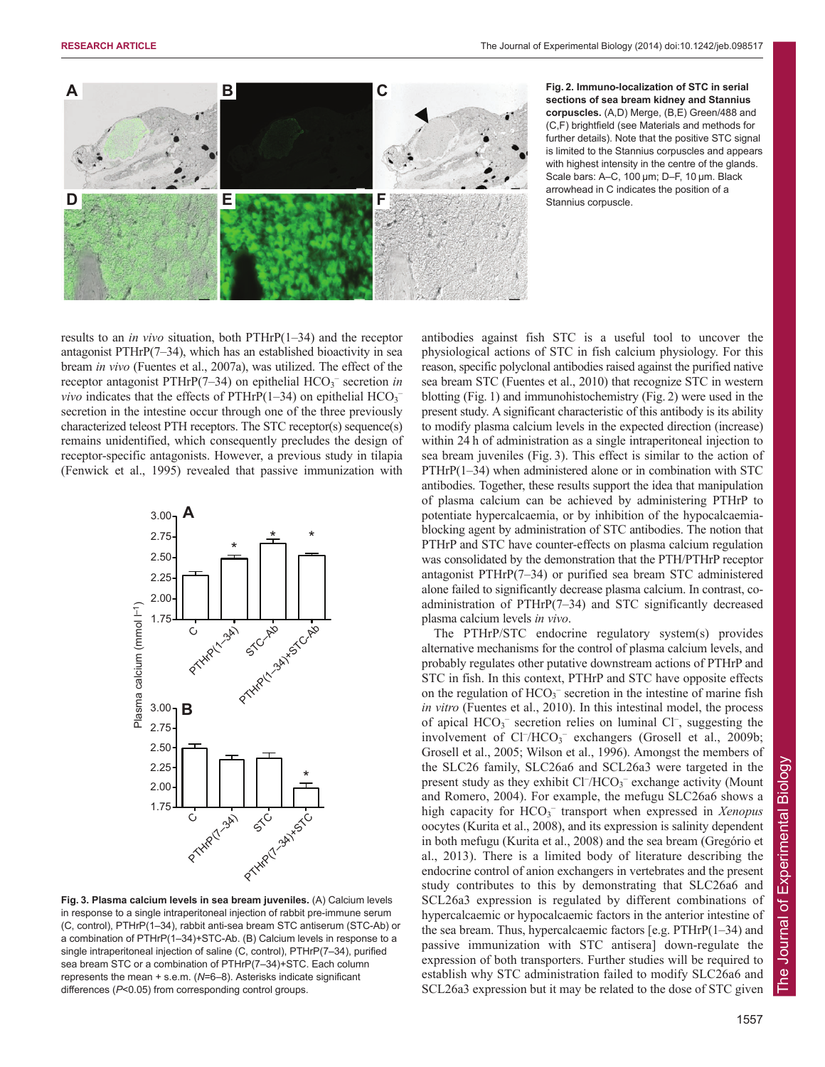**Fig. 2. Immuno-localization of STC in serial sections of sea bream kidney and Stannius corpuscles.** (A,D) Merge, (B,E) Green/488 and (C,F) brightfield (see Materials and methods for further details). Note that the positive STC signal is limited to the Stannius corpuscles and appears with highest intensity in the centre of the glands. Scale bars: A–C, 100 μm; D–F, 10 μm. Black arrowhead in C indicates the position of a Stannius corpuscle.

results to an *in vivo* situation, both PTHrP(1–34) and the receptor antagonist PTHrP(7–34), which has an established bioactivity in sea bream *in vivo* (Fuentes et al., 2007a), was utilized. The effect of the receptor antagonist PTHrP(7–34) on epithelial $HCO_3^-$ secretion *in vivo* indicates that the effects of PTHrP(1–34) on epithelial $HCO_3^-$ secretion in the intestine occur through one of the three previously characterized teleost PTH receptors. The STC receptor(s) sequence(s) remains unidentified, which consequently precludes the design of receptor-specific antagonists. However, a previous study in tilapia (Fenwick et al., 1995) revealed that passive immunization with antibodies against fish STC is a useful tool to uncover the physiological actions of STC in fish calcium physiology. For this reason, specific polyclonal antibodies raised against the purified native sea bream STC (Fuentes et al., 2010) that recognize STC in western blotting (Fig. 1) and immunohistochemistry (Fig. 2) were used in the present study. A significant characteristic of this antibody is its ability to modify plasma calcium levels in the expected direction (increase) within 24 h of administration as a single intraperitoneal injection to sea bream juveniles (Fig. 3). This effect is similar to the action of PTHrP(1–34) when administered alone or in combination with STC antibodies. Together, these results support the idea that manipulation of plasma calcium can be achieved by administering PTHrP to potentiate hypercalcaemia, or by inhibition of the hypocalcaemia-blocking agent by administration of STC antibodies. The notion that PTHrP and STC have counter-effects on plasma calcium regulation was consolidated by the demonstration that the PTH/PTHrP receptor antagonist PTHrP(7–34) or purified sea bream STC administered alone failed to significantly decrease plasma calcium. In contrast, co-administration of PTHrP(7–34) and STC significantly decreased plasma calcium levels *in vivo*.

**Fig. 3. Plasma calcium levels in sea bream juveniles.** (A) Calcium levels in response to a single intraperitoneal injection of rabbit pre-immune serum (C, control), PTHrP(1–34), rabbit anti-sea bream STC antiserum (STC-Ab) or a combination of PTHrP(1–34)+STC-Ab. (B) Calcium levels in response to a single intraperitoneal injection of saline (C, control), PTHrP(7–34), purified sea bream STC or a combination of PTHrP(7–34)+STC. Each column represents the mean + s.e.m. ($N$=6–8). Asterisks indicate significant differences ($P$<0.05) from corresponding control groups.

The PTHrP/STC endocrine regulatory system(s) provides alternative mechanisms for the control of plasma calcium levels, and probably regulates other putative downstream actions of PTHrP and STC in fish. In this context, PTHrP and STC have opposite effects on the regulation of $HCO_3^-$ secretion in the intestine of marine fish *in vitro* (Fuentes et al., 2010). In this intestinal model, the process of apical $HCO_3^-$ secretion relies on luminal $Cl^-$, suggesting the involvement of $Cl^-/HCO_3^-$ exchangers (Grosell et al., 2009b; Grosell et al., 2005; Wilson et al., 1996). Amongst the members of the SLC26 family, SLC26a6 and SCL26a3 were targeted in the present study as they exhibit $Cl^-/HCO_3^-$ exchange activity (Mount and Romero, 2004). For example, the mefugu SLC26a6 shows a high capacity for $HCO_3^-$ transport when expressed in *Xenopus* oocytes (Kurita et al., 2008), and its expression is salinity dependent in both mefugu (Kurita et al., 2008) and the sea bream (Gregório et al., 2013). There is a limited body of literature describing the endocrine control of anion exchangers in vertebrates and the present study contributes to this by demonstrating that SLC26a6 and SCL26a3 expression is regulated by different combinations of hypercalcaemic or hypocalcaemic factors in the anterior intestine of the sea bream. Thus, hypercalcaemic factors [e.g. PTHrP(1–34) and passive immunization with STC antisera] down-regulate the expression of both transporters. Further studies will be required to establish why STC administration failed to modify SLC26a6 and SCL26a3 expression but it may be related to the dose of STC given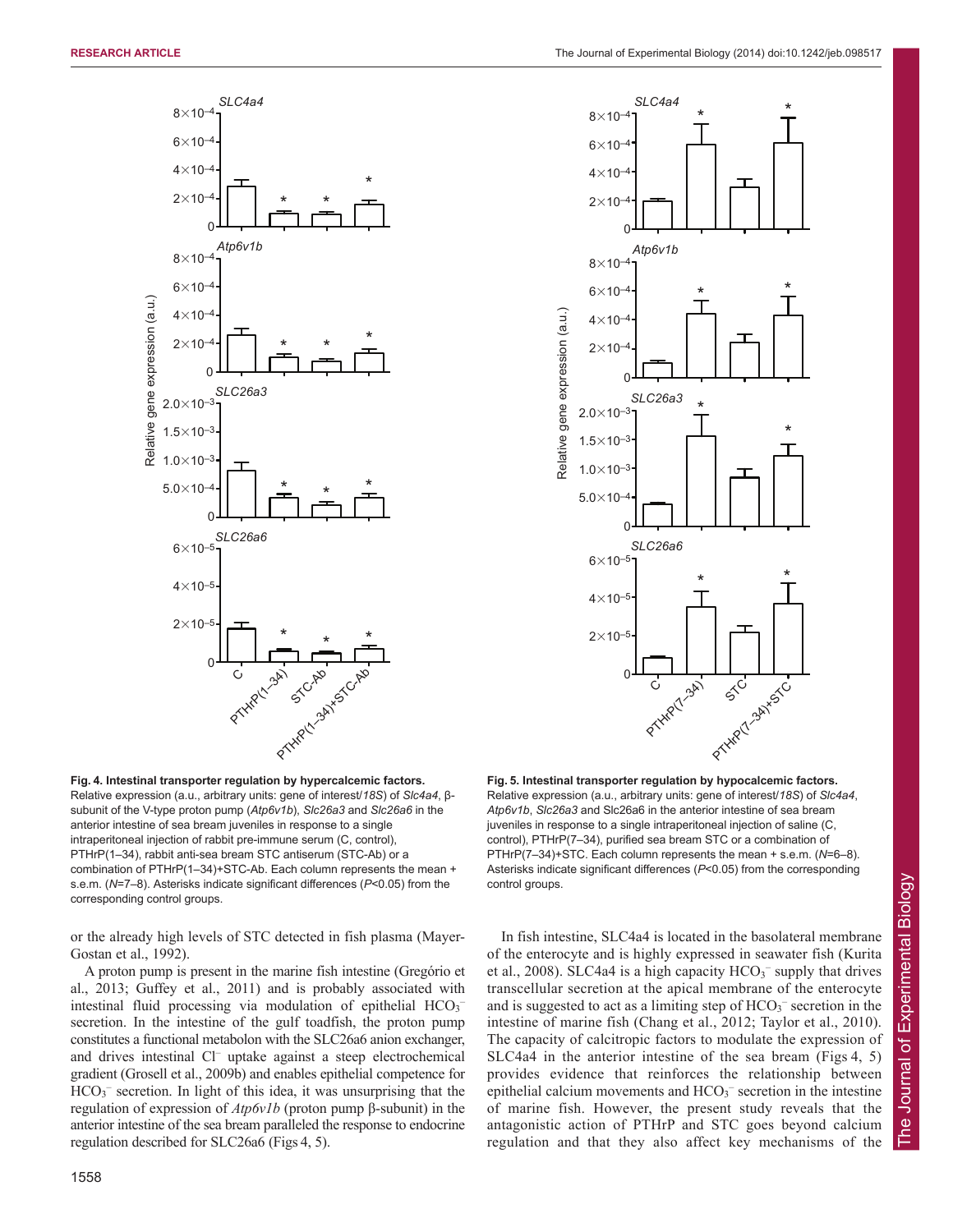**Fig. 4. Intestinal transporter regulation by hypercalcemic factors.** Relative expression (a.u., arbitrary units: gene of interest/*18S*) of *Slc4a4*, β-subunit of the V-type proton pump (*Atp6v1b*), *Slc26a3* and *Slc26a6* in the anterior intestine of sea bream juveniles in response to a single intraperitoneal injection of rabbit pre-immune serum (C, control), PTHrP(1–34), rabbit anti-sea bream STC antiserum (STC-Ab) or a combination of PTHrP(1–34)+STC-Ab. Each column represents the mean + s.e.m. (*N*=7–8). Asterisks indicate significant differences ($P<0.05$) from the corresponding control groups.

**Fig. 5. Intestinal transporter regulation by hypocalcemic factors.** Relative expression (a.u., arbitrary units: gene of interest/*18S*) of *Slc4a4*, *Atp6v1b*, *Slc26a3* and Slc26a6 in the anterior intestine of sea bream juveniles in response to a single intraperitoneal injection of saline (C, control), PTHrP(7–34), purified sea bream STC or a combination of PTHrP(7–34)+STC. Each column represents the mean + s.e.m. (*N*=6–8). Asterisks indicate significant differences ($P<0.05$) from the corresponding control groups.

or the already high levels of STC detected in fish plasma (Mayer-Gostan et al., 1992).

A proton pump is present in the marine fish intestine (Gregório et al., 2013; Guffey et al., 2011) and is probably associated with intestinal fluid processing via modulation of epithelial $HCO_3^-$ secretion. In the intestine of the gulf toadfish, the proton pump constitutes a functional metabolon with the SLC26a6 anion exchanger, and drives intestinal $Cl^-$ uptake against a steep electrochemical gradient (Grosell et al., 2009b) and enables epithelial competence for $HCO_3^-$ secretion. In light of this idea, it was unsurprising that the regulation of expression of *Atp6v1b* (proton pump β-subunit) in the anterior intestine of the sea bream paralleled the response to endocrine regulation described for SLC26a6 (Figs 4, 5).

In fish intestine, SLC4a4 is located in the basolateral membrane of the enterocyte and is highly expressed in seawater fish (Kurita et al., 2008). SLC4a4 is a high capacity $HCO_3^-$ supply that drives transcellular secretion at the apical membrane of the enterocyte and is suggested to act as a limiting step of $HCO_3^-$ secretion in the intestine of marine fish (Chang et al., 2012; Taylor et al., 2010). The capacity of calciotropic factors to modulate the expression of SLC4a4 in the anterior intestine of the sea bream (Figs 4, 5) provides evidence that reinforces the relationship between epithelial calcium movements and $HCO_3^-$ secretion in the intestine of marine fish. However, the present study reveals that the antagonistic action of PTHrP and STC goes beyond calcium regulation and that they also affect key mechanisms of the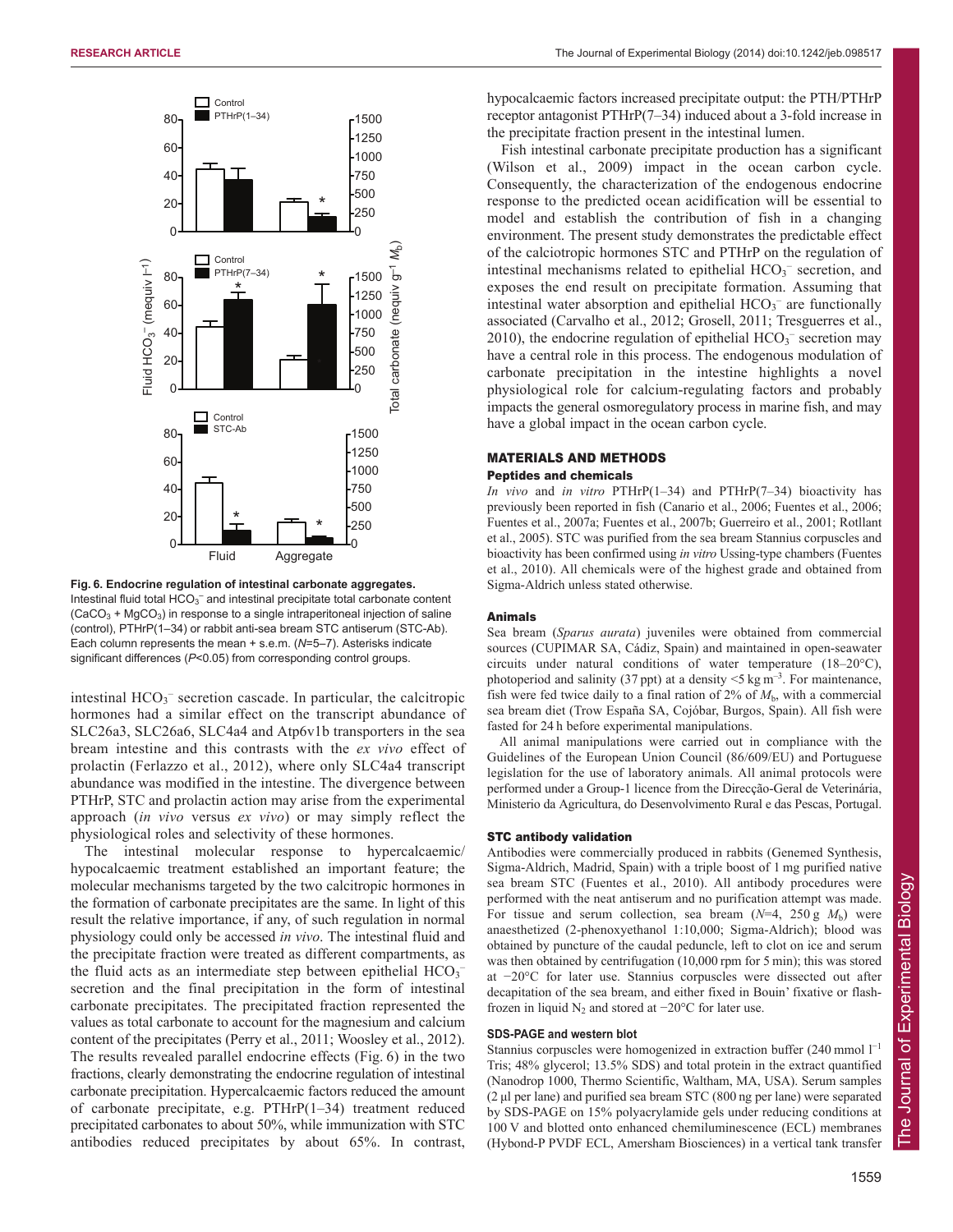Fig. 6. Endocrine regulation of intestinal carbonate aggregates. Intestinal fluid total $HCO_3^-$ and intestinal precipitate total carbonate content ($CaCO_3$ + $MgCO_3$) in response to a single intraperitoneal injection of saline (control), PTHrP(1–34) or rabbit anti-sea bream STC antiserum (STC-Ab). Each column represents the mean + s.e.m. ($N$=5–7). Asterisks indicate significant differences ($P$<0.05) from corresponding control groups.

intestinal $HCO_3^-$ secretion cascade. In particular, the calcitropic hormones had a similar effect on the transcript abundance of SLC26a3, SLC26a6, SLC4a4 and Atp6v1b transporters in the sea bream intestine and this contrasts with the *ex vivo* effect of prolactin (Ferlazzo et al., 2012), where only SLC4a4 transcript abundance was modified in the intestine. The divergence between PTHrP, STC and prolactin action may arise from the experimental approach (*in vivo* versus *ex vivo*) or may simply reflect the physiological roles and selectivity of these hormones.

The intestinal molecular response to hypercalcaemic/hypocalcaemic treatment established an important feature; the molecular mechanisms targeted by the two calcitropic hormones in the formation of carbonate precipitates are the same. In light of this result the relative importance, if any, of such regulation in normal physiology could only be accessed *in vivo*. The intestinal fluid and the precipitate fraction were treated as different compartments, as the fluid acts as an intermediate step between epithelial $HCO_3^-$ secretion and the final precipitation in the form of intestinal carbonate precipitates. The precipitated fraction represented the values as total carbonate to account for the magnesium and calcium content of the precipitates (Perry et al., 2011; Woosley et al., 2012). The results revealed parallel endocrine effects (Fig. 6) in the two fractions, clearly demonstrating the endocrine regulation of intestinal carbonate precipitation. Hypercalcaemic factors reduced the amount of carbonate precipitate, e.g. PTHrP(1–34) treatment reduced precipitated carbonates to about 50%, while immunization with STC antibodies reduced precipitates by about 65%. In contrast, hypocalcaemic factors increased precipitate output: the PTH/PTHrP receptor antagonist PTHrP(7–34) induced about a 3-fold increase in the precipitate fraction present in the intestinal lumen.

Fish intestinal carbonate precipitate production has a significant (Wilson et al., 2009) impact in the ocean carbon cycle. Consequently, the characterization of the endogenous endocrine response to the predicted ocean acidification will be essential to model and establish the contribution of fish in a changing environment. The present study demonstrates the predictable effect of the calciotropic hormones STC and PTHrP on the regulation of intestinal mechanisms related to epithelial $HCO_3^-$ secretion, and exposes the end result on precipitate formation. Assuming that intestinal water absorption and epithelial $HCO_3^-$ are functionally associated (Carvalho et al., 2012; Grosell, 2011; Tresguerres et al., 2010), the endocrine regulation of epithelial $HCO_3^-$ secretion may have a central role in this process. The endogenous modulation of carbonate precipitation in the intestine highlights a novel physiological role for calcium-regulating factors and probably impacts the general osmoregulatory process in marine fish, and may have a global impact in the ocean carbon cycle.

## MATERIALS AND METHODS

### Peptides and chemicals

*In vivo* and *in vitro* PTHrP(1–34) and PTHrP(7–34) bioactivity has previously been reported in fish (Canario et al., 2006; Fuentes et al., 2006; Fuentes et al., 2007a; Fuentes et al., 2007b; Guerreiro et al., 2001; Rotllant et al., 2005). STC was purified from the sea bream Stannius corpuscles and bioactivity has been confirmed using *in vitro* Ussing-type chambers (Fuentes et al., 2010). All chemicals were of the highest grade and obtained from Sigma-Aldrich unless stated otherwise.

### Animals

Sea bream (*Sparus aurata*) juveniles were obtained from commercial sources (CUPIMAR SA, Cádiz, Spain) and maintained in open-seawater circuits under natural conditions of water temperature (18–20°C), photoperiod and salinity (37 ppt) at a density <5 kg m$^{-3}$. For maintenance, fish were fed twice daily to a final ration of 2% of $M_b$, with a commercial sea bream diet (Trow España SA, Cojóbar, Burgos, Spain). All fish were fasted for 24 h before experimental manipulations.

All animal manipulations were carried out in compliance with the Guidelines of the European Union Council (86/609/EU) and Portuguese legislation for the use of laboratory animals. All animal protocols were performed under a Group-1 licence from the Direcção-Geral de Veterinária, Ministerio da Agricultura, do Desenvolvimento Rural e das Pescas, Portugal.

### STC antibody validation

Antibodies were commercially produced in rabbits (Genemed Synthesis, Sigma-Aldrich, Madrid, Spain) with a triple boost of 1 mg purified native sea bream STC (Fuentes et al., 2010). All antibody procedures were performed with the neat antiserum and no purification attempt was made. For tissue and serum collection, sea bream ($N$=4, 250 g $M_b$) were anaesthetized (2-phenoxyethanol 1:10,000; Sigma-Aldrich); blood was obtained by puncture of the caudal peduncle, left to clot on ice and serum was then obtained by centrifugation (10,000 rpm for 5 min); this was stored at −20°C for later use. Stannius corpuscles were dissected out after decapitation of the sea bream, and either fixed in Bouin' fixative or flash-frozen in liquid $N_2$ and stored at −20°C for later use.

#### SDS-PAGE and western blot

Stannius corpuscles were homogenized in extraction buffer (240 mmol l$^{-1}$ Tris; 48% glycerol; 13.5% SDS) and total protein in the extract quantified (Nanodrop 1000, Thermo Scientific, Waltham, MA, USA). Serum samples (2 µl per lane) and purified sea bream STC (800 ng per lane) were separated by SDS-PAGE on 15% polyacrylamide gels under reducing conditions at 100 V and blotted onto enhanced chemiluminescence (ECL) membranes (Hybond-P PVDF ECL, Amersham Biosciences) in a vertical tank transfer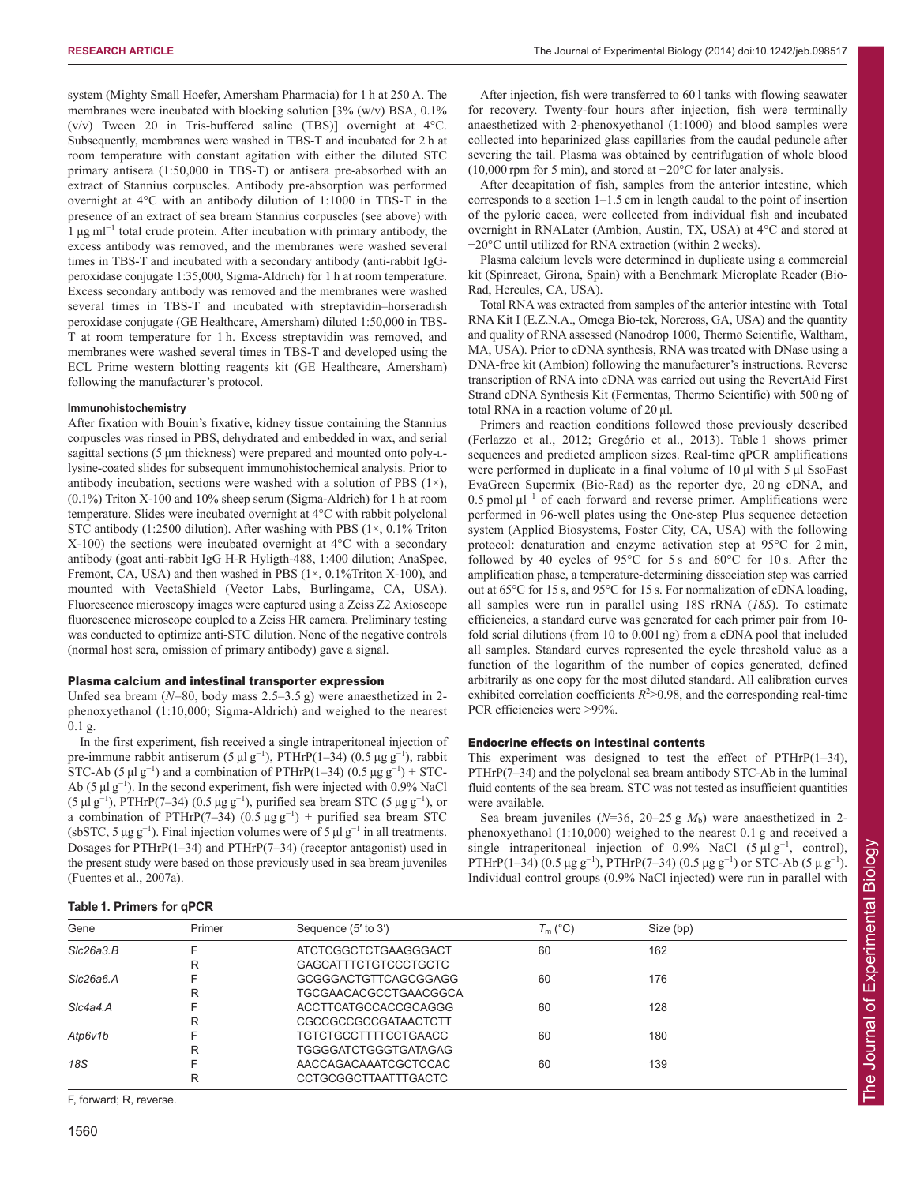system (Mighty Small Hoefer, Amersham Pharmacia) for 1 h at 250 A. The membranes were incubated with blocking solution [3% (w/v) BSA, 0.1% (v/v) Tween 20 in Tris-buffered saline (TBS)] overnight at 4°C. Subsequently, membranes were washed in TBS-T and incubated for 2 h at room temperature with constant agitation with either the diluted STC primary antisera (1:50,000 in TBS-T) or antisera pre-absorbed with an extract of Stannius corpuscles. Antibody pre-absorption was performed overnight at 4°C with an antibody dilution of 1:1000 in TBS-T in the presence of an extract of sea bream Stannius corpuscles (see above) with 1 μg ml$^{-1}$ total crude protein. After incubation with primary antibody, the excess antibody was removed, and the membranes were washed several times in TBS-T and incubated with a secondary antibody (anti-rabbit IgG-peroxidase conjugate 1:35,000, Sigma-Aldrich) for 1 h at room temperature. Excess secondary antibody was removed and the membranes were washed several times in TBS-T and incubated with streptavidin–horseradish peroxidase conjugate (GE Healthcare, Amersham) diluted 1:50,000 in TBS-T at room temperature for 1 h. Excess streptavidin was removed, and membranes were washed several times in TBS-T and developed using the ECL Prime western blotting reagents kit (GE Healthcare, Amersham) following the manufacturer's protocol.

#### Immunohistochemistry

After fixation with Bouin's fixative, kidney tissue containing the Stannius corpuscles was rinsed in PBS, dehydrated and embedded in wax, and serial sagittal sections (5 μm thickness) were prepared and mounted onto poly-L-lysine-coated slides for subsequent immunohistochemical analysis. Prior to antibody incubation, sections were washed with a solution of PBS (1×), (0.1%) Triton X-100 and 10% sheep serum (Sigma-Aldrich) for 1 h at room temperature. Slides were incubated overnight at 4°C with rabbit polyclonal STC antibody (1:2500 dilution). After washing with PBS (1×, 0.1% Triton X-100) the sections were incubated overnight at 4°C with a secondary antibody (goat anti-rabbit IgG H-R Hyligth-488, 1:400 dilution; AnaSpec, Fremont, CA, USA) and then washed in PBS (1×, 0.1%Triton X-100), and mounted with VectaShield (Vector Labs, Burlingame, CA, USA). Fluorescence microscopy images were captured using a Zeiss Z2 Axioscope fluorescence microscope coupled to a Zeiss HR camera. Preliminary testing was conducted to optimize anti-STC dilution. None of the negative controls (normal host sera, omission of primary antibody) gave a signal.

### Plasma calcium and intestinal transporter expression

Unfed sea bream ($N$=80, body mass 2.5–3.5 g) were anaesthetized in 2-phenoxyethanol (1:10,000; Sigma-Aldrich) and weighed to the nearest 0.1 g.

In the first experiment, fish received a single intraperitoneal injection of pre-immune rabbit antiserum (5 μl g$^{-1}$), PTHrP(1–34) (0.5 μg g$^{-1}$), rabbit STC-Ab (5 μl g$^{-1}$) and a combination of PTHrP(1–34) (0.5 μg g$^{-1}$) + STC-Ab (5 μl g$^{-1}$). In the second experiment, fish were injected with 0.9% NaCl (5 μl g$^{-1}$), PTHrP(7–34) (0.5 μg g$^{-1}$), purified sea bream STC (5 μg g$^{-1}$), or a combination of PTHrP(7–34) (0.5 μg g$^{-1}$) + purified sea bream STC (sbSTC, 5 μg g$^{-1}$). Final injection volumes were of 5 μl g$^{-1}$ in all treatments. Dosages for PTHrP(1–34) and PTHrP(7–34) (receptor antagonist) used in the present study were based on those previously used in sea bream juveniles (Fuentes et al., 2007a).

After injection, fish were transferred to 60 l tanks with flowing seawater for recovery. Twenty-four hours after injection, fish were terminally anaesthetized with 2-phenoxyethanol (1:1000) and blood samples were collected into heparinized glass capillaries from the caudal peduncle after severing the tail. Plasma was obtained by centrifugation of whole blood (10,000 rpm for 5 min), and stored at −20°C for later analysis.

After decapitation of fish, samples from the anterior intestine, which corresponds to a section 1–1.5 cm in length caudal to the point of insertion of the pyloric caeca, were collected from individual fish and incubated overnight in RNALater (Ambion, Austin, TX, USA) at 4°C and stored at −20°C until utilized for RNA extraction (within 2 weeks).

Plasma calcium levels were determined in duplicate using a commercial kit (Spinreact, Girona, Spain) with a Benchmark Microplate Reader (Bio-Rad, Hercules, CA, USA).

Total RNA was extracted from samples of the anterior intestine with Total RNA Kit I (E.Z.N.A., Omega Bio-tek, Norcross, GA, USA) and the quantity and quality of RNA assessed (Nanodrop 1000, Thermo Scientific, Waltham, MA, USA). Prior to cDNA synthesis, RNA was treated with DNase using a DNA-free kit (Ambion) following the manufacturer's instructions. Reverse transcription of RNA into cDNA was carried out using the RevertAid First Strand cDNA Synthesis Kit (Fermentas, Thermo Scientific) with 500 ng of total RNA in a reaction volume of 20 μl.

Primers and reaction conditions followed those previously described (Ferlazzo et al., 2012; Gregório et al., 2013). Table 1 shows primer sequences and predicted amplicon sizes. Real-time qPCR amplifications were performed in duplicate in a final volume of 10 μl with 5 μl SsoFast EvaGreen Supermix (Bio-Rad) as the reporter dye, 20 ng cDNA, and 0.5 pmol μl$^{-1}$ of each forward and reverse primer. Amplifications were performed in 96-well plates using the One-step Plus sequence detection system (Applied Biosystems, Foster City, CA, USA) with the following protocol: denaturation and enzyme activation step at 95°C for 2 min, followed by 40 cycles of 95°C for 5 s and 60°C for 10 s. After the amplification phase, a temperature-determining dissociation step was carried out at 65°C for 15 s, and 95°C for 15 s. For normalization of cDNA loading, all samples were run in parallel using 18S rRNA (*18S*). To estimate efficiencies, a standard curve was generated for each primer pair from 10-fold serial dilutions (from 10 to 0.001 ng) from a cDNA pool that included all samples. Standard curves represented the cycle threshold value as a function of the logarithm of the number of copies generated, defined arbitrarily as one copy for the most diluted standard. All calibration curves exhibited correlation coefficients $R^2$>0.98, and the corresponding real-time PCR efficiencies were >99%.

### Endocrine effects on intestinal contents

This experiment was designed to test the effect of PTHrP(1–34), PTHrP(7–34) and the polyclonal sea bream antibody STC-Ab in the luminal fluid contents of the sea bream. STC was not tested as insufficient quantities were available.

Sea bream juveniles ($N$=36, 20–25 g $M_b$) were anaesthetized in 2-phenoxyethanol (1:10,000) weighed to the nearest 0.1 g and received a single intraperitoneal injection of 0.9% NaCl (5 μl g$^{-1}$, control), PTHrP(1–34) (0.5 μg g$^{-1}$), PTHrP(7–34) (0.5 μg g$^{-1}$) or STC-Ab (5 μ g$^{-1}$). Individual control groups (0.9% NaCl injected) were run in parallel with

**Table 1. Primers for qPCR**

| Gene | Primer | Sequence (5′ to 3′) | $T_m$ (°C) | Size (bp) |
|---|---|---|---|---|
| *Slc26a3.B* | F | ATCTCGGCTCTGAAGGGACT | 60 | 162 |
| | R | GAGCATTTCTGTCCCTGCTC | | |
| *Slc26a6.A* | F | GCGGGACTGTTCAGCGGAGG | 60 | 176 |
| | R | TGCGAACACGCCTGAACGGCA | | |
| *Slc4a4.A* | F | ACCTTCATGCCACCGCAGGG | 60 | 128 |
| | R | CGCCGCCGCCGATAACTCTT | | |
| *Atp6v1b* | F | TGTCTGCCTTTTCCTGAACC | 60 | 180 |
| | R | TGGGGATCTGGGTGATAGAG | | |
| *18S* | F | AACCAGACAAATCGCTCCAC | 60 | 139 |
| | R | CCTGCGGCTTAATTTGACTC | | |

F, forward; R, reverse.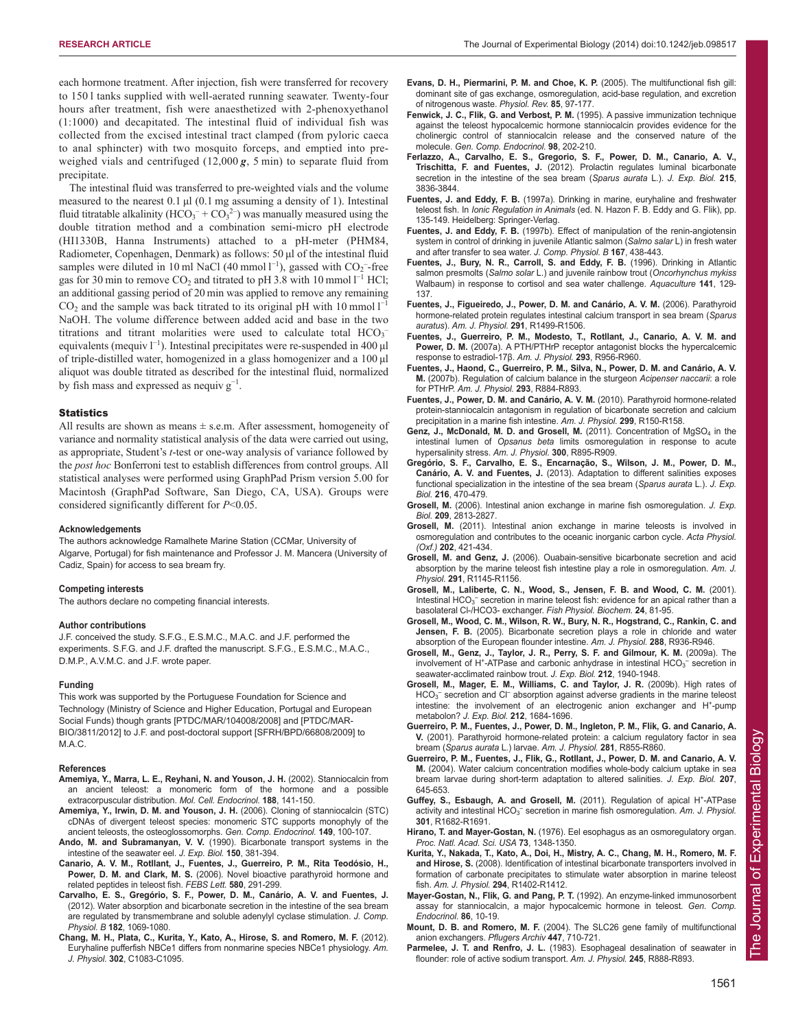each hormone treatment. After injection, fish were transferred for recovery to 150 l tanks supplied with well-aerated running seawater. Twenty-four hours after treatment, fish were anaesthetized with 2-phenoxyethanol (1:1000) and decapitated. The intestinal fluid of individual fish was collected from the excised intestinal tract clamped (from pyloric caeca to anal sphincter) with two mosquito forceps, and emptied into pre-weighed vials and centrifuged (12,000 $g$, 5 min) to separate fluid from precipitate.

The intestinal fluid was transferred to pre-weighted vials and the volume measured to the nearest 0.1 μl (0.1 mg assuming a density of 1). Intestinal fluid titratable alkalinity ($HCO_3^-$ + $CO_3^{2-}$) was manually measured using the double titration method and a combination semi-micro pH electrode (HI1330B, Hanna Instruments) attached to a pH-meter (PHM84, Radiometer, Copenhagen, Denmark) as follows: 50 μl of the intestinal fluid samples were diluted in 10 ml NaCl (40 mmol $l^{-1}$), gassed with $CO_2^-$-free gas for 30 min to remove $CO_2$ and titrated to pH 3.8 with 10 mmol $l^{-1}$ HCl; an additional gassing period of 20 min was applied to remove any remaining $CO_2$ and the sample was back titrated to its original pH with 10 mmol $l^{-1}$ NaOH. The volume difference between added acid and base in the two titrations and titrant molarities were used to calculate total $HCO_3^-$ equivalents (mequiv $l^{-1}$). Intestinal precipitates were re-suspended in 400 μl of triple-distilled water, homogenized in a glass homogenizer and a 100 μl aliquot was double titrated as described for the intestinal fluid, normalized by fish mass and expressed as nequiv $g^{-1}$.

## Statistics

All results are shown as means ± s.e.m. After assessment, homogeneity of variance and normality statistical analysis of the data were carried out using, as appropriate, Student's $t$-test or one-way analysis of variance followed by the *post hoc* Bonferroni test to establish differences from control groups. All statistical analyses were performed using GraphPad Prism version 5.00 for Macintosh (GraphPad Software, San Diego, CA, USA). Groups were considered significantly different for $P$<0.05.

#### Acknowledgements

The authors acknowledge Ramalhete Marine Station (CCMar, University of Algarve, Portugal) for fish maintenance and Professor J. M. Mancera (University of Cadiz, Spain) for access to sea bream fry.

#### Competing interests

The authors declare no competing financial interests.

#### Author contributions

J.F. conceived the study. S.F.G., E.S.M.C., M.A.C. and J.F. performed the experiments. S.F.G. and J.F. drafted the manuscript. S.F.G., E.S.M.C., M.A.C., D.M.P., A.V.M.C. and J.F. wrote paper.

#### Funding

This work was supported by the Portuguese Foundation for Science and Technology (Ministry of Science and Higher Education, Portugal and European Social Funds) though grants [PTDC/MAR/104008/2008] and [PTDC/MAR-BIO/3811/2012] to J.F. and post-doctoral support [SFRH/BPD/66808/2009] to M.A.C.

#### References

**Amemiya, Y., Marra, L. E., Reyhani, N. and Youson, J. H.** (2002). Stanniocalcin from an ancient teleost: a monomeric form of the hormone and a possible extracorpuscular distribution. *Mol. Cell. Endocrinol.* **188**, 141-150.

**Amemiya, Y., Irwin, D. M. and Youson, J. H.** (2006). Cloning of stanniocalcin (STC) cDNAs of divergent teleost species: monomeric STC supports monophyly of the ancient teleosts, the osteoglossomorphs. *Gen. Comp. Endocrinol.* **149**, 100-107.

**Ando, M. and Subramanyan, V. V.** (1990). Bicarbonate transport systems in the intestine of the seawater eel. *J. Exp. Biol.* **150**, 381-394.

**Canario, A. V. M., Rotllant, J., Fuentes, J., Guerreiro, P. M., Rita Teodósio, H., Power, D. M. and Clark, M. S.** (2006). Novel bioactive parathyroid hormone and related peptides in teleost fish. *FEBS Lett.* **580**, 291-299.

**Carvalho, E. S., Gregório, S. F., Power, D. M., Canário, A. V. and Fuentes, J.** (2012). Water absorption and bicarbonate secretion in the intestine of the sea bream are regulated by transmembrane and soluble adenylyl cyclase stimulation. *J. Comp. Physiol. B* **182**, 1069-1080.

**Chang, M. H., Plata, C., Kurita, Y., Kato, A., Hirose, S. and Romero, M. F.** (2012). Euryhaline pufferfish NBCe1 differs from nonmarine species NBCe1 physiology. *Am. J. Physiol.* **302**, C1083-C1095.

**Evans, D. H., Piermarini, P. M. and Choe, K. P.** (2005). The multifunctional fish gill: dominant site of gas exchange, osmoregulation, acid-base regulation, and excretion of nitrogenous waste. *Physiol. Rev.* **85**, 97-177.

**Fenwick, J. C., Flik, G. and Verbost, P. M.** (1995). A passive immunization technique against the teleost hypocalcemic hormone stanniocalcin provides evidence for the cholinergic control of stanniocalcin release and the conserved nature of the molecule. *Gen. Comp. Endocrinol.* **98**, 202-210.

**Ferlazzo, A., Carvalho, E. S., Gregorio, S. F., Power, D. M., Canario, A. V., Trischitta, F. and Fuentes, J.** (2012). Prolactin regulates luminal bicarbonate secretion in the intestine of the sea bream (*Sparus aurata* L.). *J. Exp. Biol.* **215**, 3836-3844.

**Fuentes, J. and Eddy, F. B.** (1997a). Drinking in marine, euryhaline and freshwater teleost fish. In *Ionic Regulation in Animals* (ed. N. Hazon F. B. Eddy and G. Flik), pp. 135-149. Heidelberg: Springer-Verlag.

**Fuentes, J. and Eddy, F. B.** (1997b). Effect of manipulation of the renin-angiotensin system in control of drinking in juvenile Atlantic salmon (*Salmo salar* L) in fresh water and after transfer to sea water. *J. Comp. Physiol. B* **167**, 438-443.

**Fuentes, J., Bury, N. R., Carroll, S. and Eddy, F. B.** (1996). Drinking in Atlantic salmon presmolts (*Salmo solar* L.) and juvenile rainbow trout (*Oncorhynchus mykiss* Walbaum) in response to cortisol and sea water challenge. *Aquaculture* **141**, 129-137.

**Fuentes, J., Figueiredo, J., Power, D. M. and Canário, A. V. M.** (2006). Parathyroid hormone-related protein regulates intestinal calcium transport in sea bream (*Sparus auratus*). *Am. J. Physiol.* **291**, R1499-R1506.

**Fuentes, J., Guerreiro, P. M., Modesto, T., Rotllant, J., Canario, A. V. M. and Power, D. M.** (2007a). A PTH/PTHrP receptor antagonist blocks the hypercalcemic response to estradiol-17β. *Am. J. Physiol.* **293**, R956-R960.

**Fuentes, J., Haond, C., Guerreiro, P. M., Silva, N., Power, D. M. and Canário, A. V. M.** (2007b). Regulation of calcium balance in the sturgeon *Acipenser naccarii*: a role for PTHrP. *Am. J. Physiol.* **293**, R884-R893.

**Fuentes, J., Power, D. M. and Canário, A. V. M.** (2010). Parathyroid hormone-related protein-stanniocalcin antagonism in regulation of bicarbonate secretion and calcium precipitation in a marine fish intestine. *Am. J. Physiol.* **299**, R150-R158.

**Genz, J., McDonald, M. D. and Grosell, M.** (2011). Concentration of $MgSO_4$ in the intestinal lumen of *Opsanus beta* limits osmoregulation in response to acute hypersalinity stress. *Am. J. Physiol.* **300**, R895-R909.

**Gregório, S. F., Carvalho, E. S., Encarnação, S., Wilson, J. M., Power, D. M., Canário, A. V. and Fuentes, J.** (2013). Adaptation to different salinities exposes functional specialization in the intestine of the sea bream (*Sparus aurata* L.). *J. Exp. Biol.* **216**, 470-479.

**Grosell, M.** (2006). Intestinal anion exchange in marine fish osmoregulation. *J. Exp. Biol.* **209**, 2813-2827.

**Grosell, M.** (2011). Intestinal anion exchange in marine teleosts is involved in osmoregulation and contributes to the oceanic inorganic carbon cycle. *Acta Physiol. (Oxf.)* **202**, 421-434.

**Grosell, M. and Genz, J.** (2006). Ouabain-sensitive bicarbonate secretion and acid absorption by the marine teleost fish intestine play a role in osmoregulation. *Am. J. Physiol.* **291**, R1145-R1156.

**Grosell, M., Laliberte, C. N., Wood, S., Jensen, F. B. and Wood, C. M.** (2001). Intestinal $HCO_3^-$ secretion in marine teleost fish: evidence for an apical rather than a basolateral Cl-/HCO3- exchanger. *Fish Physiol. Biochem.* **24**, 81-95.

**Grosell, M., Wood, C. M., Wilson, R. W., Bury, N. R., Hogstrand, C., Rankin, C. and Jensen, F. B.** (2005). Bicarbonate secretion plays a role in chloride and water absorption of the European flounder intestine. *Am. J. Physiol.* **288**, R936-R946.

**Grosell, M., Genz, J., Taylor, J. R., Perry, S. F. and Gilmour, K. M.** (2009a). The involvement of $H^+$-ATPase and carbonic anhydrase in intestinal $HCO_3^-$ secretion in seawater-acclimated rainbow trout. *J. Exp. Biol.* **212**, 1940-1948.

**Grosell, M., Mager, E. M., Williams, C. and Taylor, J. R.** (2009b). High rates of $HCO_3^-$ secretion and $Cl^-$ absorption against adverse gradients in the marine teleost intestine: the involvement of an electrogenic anion exchanger and $H^+$-pump metabolon? *J. Exp. Biol.* **212**, 1684-1696.

**Guerreiro, P. M., Fuentes, J., Power, D. M., Ingleton, P. M., Flik, G. and Canario, A. V.** (2001). Parathyroid hormone-related protein: a calcium regulatory factor in sea bream (*Sparus aurata* L.) larvae. *Am. J. Physiol.* **281**, R855-R860.

**Guerreiro, P. M., Fuentes, J., Flik, G., Rotllant, J., Power, D. M. and Canario, A. V. M.** (2004). Water calcium concentration modifies whole-body calcium uptake in sea bream larvae during short-term adaptation to altered salinities. *J. Exp. Biol.* **207**, 645-653.

**Guffey, S., Esbaugh, A. and Grosell, M.** (2011). Regulation of apical $H^+$-ATPase activity and intestinal $HCO_3^-$ secretion in marine fish osmoregulation. *Am. J. Physiol.* **301**, R1682-R1691.

**Hirano, T. and Mayer-Gostan, N.** (1976). Eel esophagus as an osmoregulatory organ. *Proc. Natl. Acad. Sci. USA* **73**, 1348-1350.

**Kurita, Y., Nakada, T., Kato, A., Doi, H., Mistry, A. C., Chang, M. H., Romero, M. F. and Hirose, S.** (2008). Identification of intestinal bicarbonate transporters involved in formation of carbonate precipitates to stimulate water absorption in marine teleost fish. *Am. J. Physiol.* **294**, R1402-R1412.

**Mayer-Gostan, N., Flik, G. and Pang, P. T.** (1992). An enzyme-linked immunosorbent assay for stanniocalcin, a major hypocalcemic hormone in teleost. *Gen. Comp. Endocrinol.* **86**, 10-19.

**Mount, D. B. and Romero, M. F.** (2004). The SLC26 gene family of multifunctional anion exchangers. *Pflugers Archiv* **447**, 710-721.

**Parmelee, J. T. and Renfro, J. L.** (1983). Esophageal desalination of seawater in flounder: role of active sodium transport. *Am. J. Physiol.* **245**, R888-R893.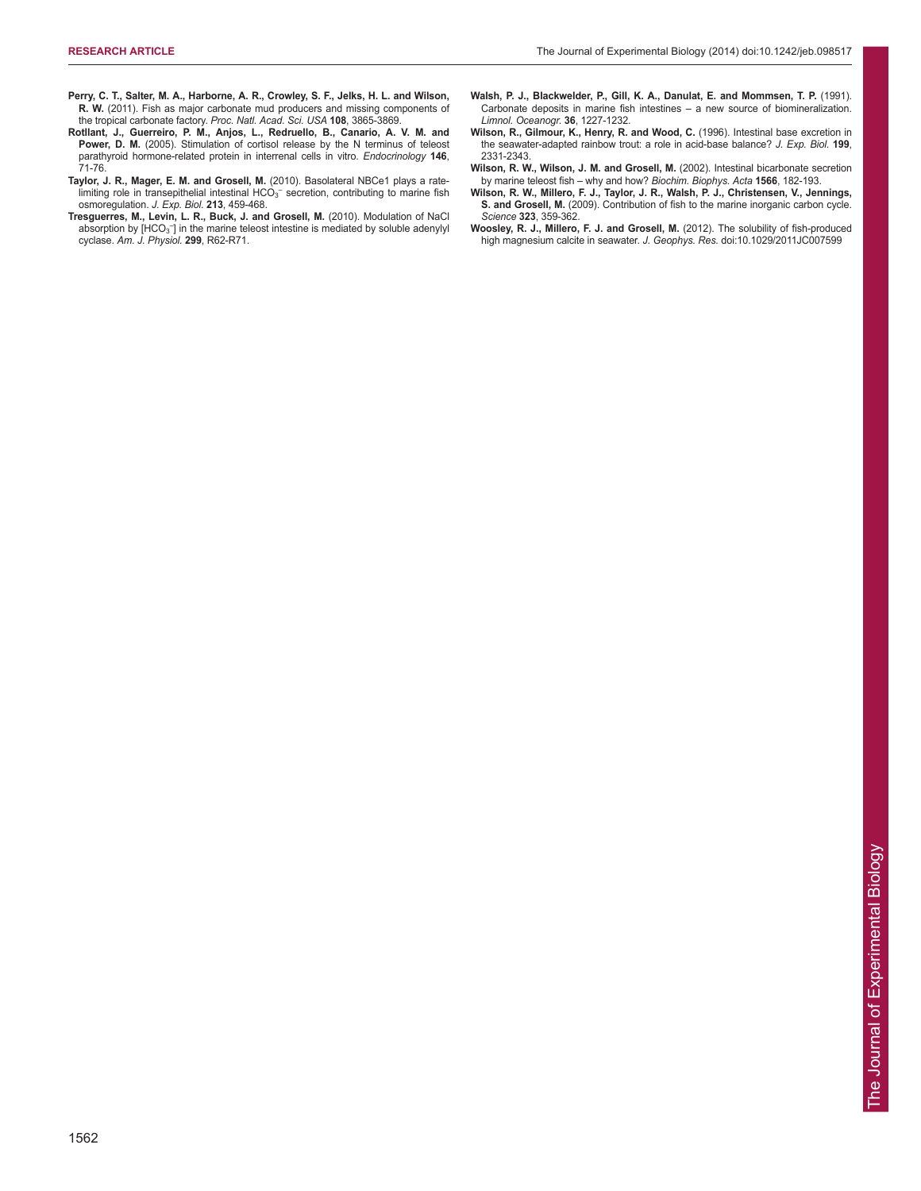**Perry, C. T., Salter, M. A., Harborne, A. R., Crowley, S. F., Jelks, H. L. and Wilson, R. W.** (2011). Fish as major carbonate mud producers and missing components of the tropical carbonate factory. *Proc. Natl. Acad. Sci. USA* **108**, 3865-3869.

**Rotllant, J., Guerreiro, P. M., Anjos, L., Redruello, B., Canario, A. V. M. and Power, D. M.** (2005). Stimulation of cortisol release by the N terminus of teleost parathyroid hormone-related protein in interrenal cells in vitro. *Endocrinology* **146**, 71-76.

**Taylor, J. R., Mager, E. M. and Grosell, M.** (2010). Basolateral NBCe1 plays a rate-limiting role in transepithelial intestinal $HCO_3^-$ secretion, contributing to marine fish osmoregulation. *J. Exp. Biol.* **213**, 459-468.

**Tresguerres, M., Levin, L. R., Buck, J. and Grosell, M.** (2010). Modulation of NaCl absorption by [$HCO_3^-$] in the marine teleost intestine is mediated by soluble adenylyl cyclase. *Am. J. Physiol.* **299**, R62-R71.

**Walsh, P. J., Blackwelder, P., Gill, K. A., Danulat, E. and Mommsen, T. P.** (1991). Carbonate deposits in marine fish intestines – a new source of biomineralization. *Limnol. Oceanogr.* **36**, 1227-1232.

**Wilson, R., Gilmour, K., Henry, R. and Wood, C.** (1996). Intestinal base excretion in the seawater-adapted rainbow trout: a role in acid-base balance? *J. Exp. Biol.* **199**, 2331-2343.

**Wilson, R. W., Wilson, J. M. and Grosell, M.** (2002). Intestinal bicarbonate secretion by marine teleost fish – why and how? *Biochim. Biophys. Acta* **1566**, 182-193.

**Wilson, R. W., Millero, F. J., Taylor, J. R., Walsh, P. J., Christensen, V., Jennings, S. and Grosell, M.** (2009). Contribution of fish to the marine inorganic carbon cycle. *Science* **323**, 359-362.

**Woosley, R. J., Millero, F. J. and Grosell, M.** (2012). The solubility of fish-produced high magnesium calcite in seawater. *J. Geophys. Res.* doi:10.1029/2011JC007599